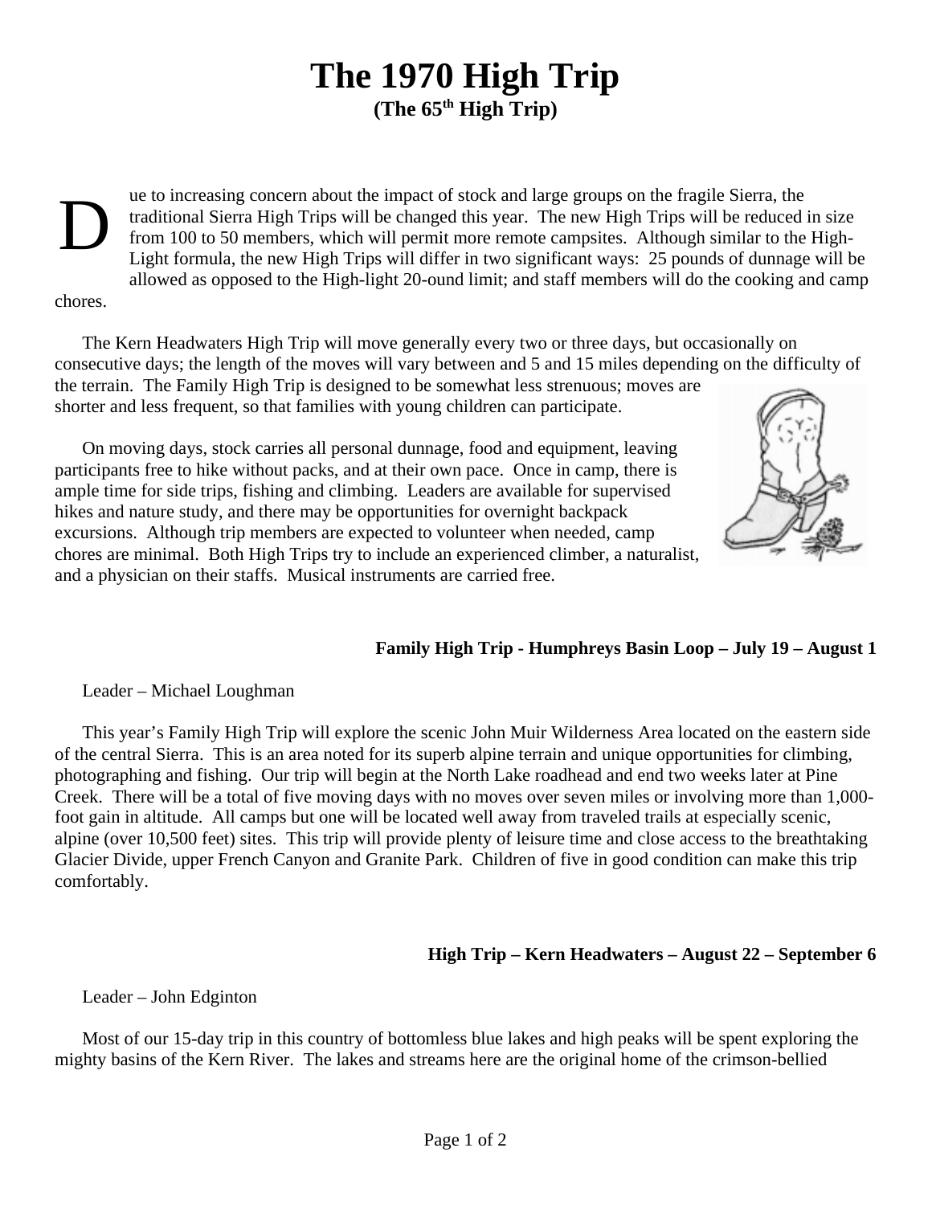# The 1970 High Trip

**(The 65th High Trip)**

Due to increasing concern about the impact of stock and large groups on the fragile Sierra, the traditional Sierra High Trips will be changed this year. The new High Trips will be reduced in size from 100 to 50 members, which will permit more remote campsites. Although similar to the High-Light formula, the new High Trips will differ in two significant ways: 25 pounds of dunnage will be allowed as opposed to the High-light 20-ound limit; and staff members will do the cooking and camp chores.

The Kern Headwaters High Trip will move generally every two or three days, but occasionally on consecutive days; the length of the moves will vary between and 5 and 15 miles depending on the difficulty of the terrain. The Family High Trip is designed to be somewhat less strenuous; moves are shorter and less frequent, so that families with young children can participate.

On moving days, stock carries all personal dunnage, food and equipment, leaving participants free to hike without packs, and at their own pace. Once in camp, there is ample time for side trips, fishing and climbing. Leaders are available for supervised hikes and nature study, and there may be opportunities for overnight backpack excursions. Although trip members are expected to volunteer when needed, camp chores are minimal. Both High Trips try to include an experienced climber, a naturalist, and a physician on their staffs. Musical instruments are carried free.

**Family High Trip - Humphreys Basin Loop – July 19 – August 1**

Leader – Michael Loughman

This year's Family High Trip will explore the scenic John Muir Wilderness Area located on the eastern side of the central Sierra. This is an area noted for its superb alpine terrain and unique opportunities for climbing, photographing and fishing. Our trip will begin at the North Lake roadhead and end two weeks later at Pine Creek. There will be a total of five moving days with no moves over seven miles or involving more than 1,000-foot gain in altitude. All camps but one will be located well away from traveled trails at especially scenic, alpine (over 10,500 feet) sites. This trip will provide plenty of leisure time and close access to the breathtaking Glacier Divide, upper French Canyon and Granite Park. Children of five in good condition can make this trip comfortably.

**High Trip – Kern Headwaters – August 22 – September 6**

Leader – John Edginton

Most of our 15-day trip in this country of bottomless blue lakes and high peaks will be spent exploring the mighty basins of the Kern River. The lakes and streams here are the original home of the crimson-bellied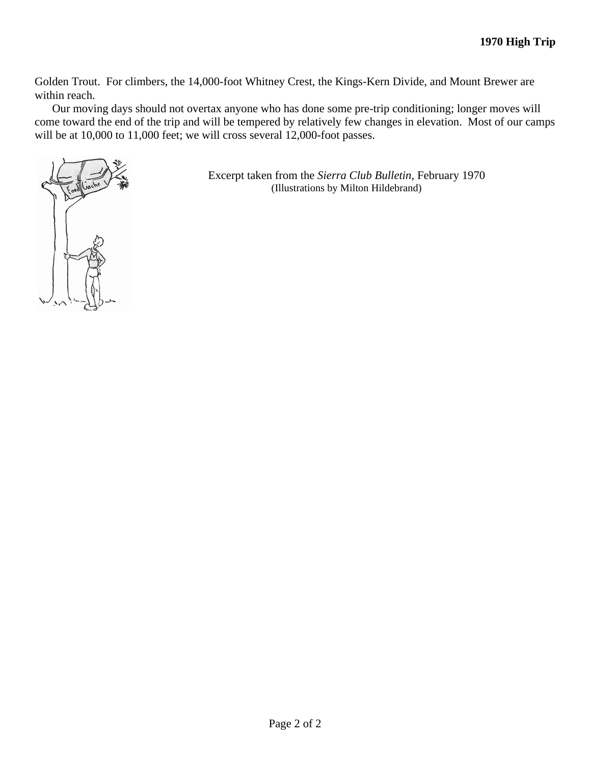Golden Trout. For climbers, the 14,000-foot Whitney Crest, the Kings-Kern Divide, and Mount Brewer are within reach.

Our moving days should not overtax anyone who has done some pre-trip conditioning; longer moves will come toward the end of the trip and will be tempered by relatively few changes in elevation. Most of our camps will be at 10,000 to 11,000 feet; we will cross several 12,000-foot passes.

Excerpt taken from the *Sierra Club Bulletin*, February 1970
(Illustrations by Milton Hildebrand)